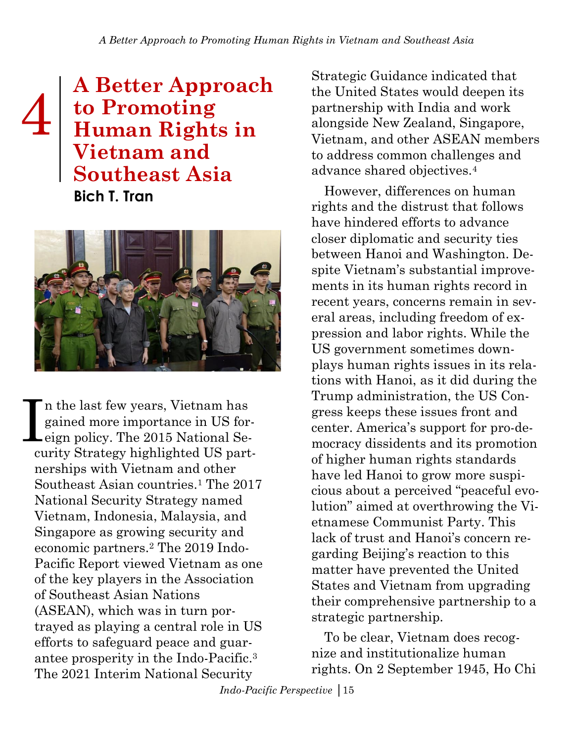# 4 A Better Approach to Promoting Human Rights in Vietnam and Southeast Asia

**Bich T. Tran**

In the last few years, Vietnam has gained more importance in US foreign policy. The 2015 National Security Strategy highlighted US partnerships with Vietnam and other Southeast Asian countries.[1] The 2017 National Security Strategy named Vietnam, Indonesia, Malaysia, and Singapore as growing security and economic partners.[2] The 2019 Indo-Pacific Report viewed Vietnam as one of the key players in the Association of Southeast Asian Nations (ASEAN), which was in turn portrayed as playing a central role in US efforts to safeguard peace and guarantee prosperity in the Indo-Pacific.[3] The 2021 Interim National Security Strategic Guidance indicated that the United States would deepen its partnership with India and work alongside New Zealand, Singapore, Vietnam, and other ASEAN members to address common challenges and advance shared objectives.[4]

However, differences on human rights and the distrust that follows have hindered efforts to advance closer diplomatic and security ties between Hanoi and Washington. Despite Vietnam's substantial improvements in its human rights record in recent years, concerns remain in several areas, including freedom of expression and labor rights. While the US government sometimes downplays human rights issues in its relations with Hanoi, as it did during the Trump administration, the US Congress keeps these issues front and center. America's support for pro-democracy dissidents and its promotion of higher human rights standards have led Hanoi to grow more suspicious about a perceived "peaceful evolution" aimed at overthrowing the Vietnamese Communist Party. This lack of trust and Hanoi's concern regarding Beijing's reaction to this matter have prevented the United States and Vietnam from upgrading their comprehensive partnership to a strategic partnership.

To be clear, Vietnam does recognize and institutionalize human rights. On 2 September 1945, Ho Chi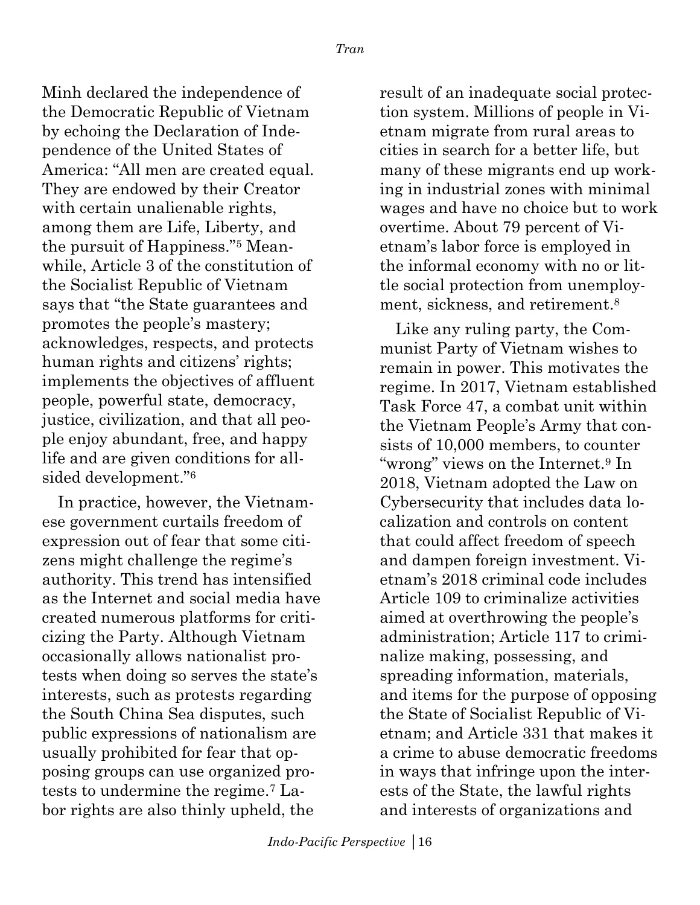Minh declared the independence of the Democratic Republic of Vietnam by echoing the Declaration of Independence of the United States of America: "All men are created equal. They are endowed by their Creator with certain unalienable rights, among them are Life, Liberty, and the pursuit of Happiness."[5] Meanwhile, Article 3 of the constitution of the Socialist Republic of Vietnam says that "the State guarantees and promotes the people's mastery; acknowledges, respects, and protects human rights and citizens' rights; implements the objectives of affluent people, powerful state, democracy, justice, civilization, and that all people enjoy abundant, free, and happy life and are given conditions for all-sided development."[6]

In practice, however, the Vietnamese government curtails freedom of expression out of fear that some citizens might challenge the regime's authority. This trend has intensified as the Internet and social media have created numerous platforms for criticizing the Party. Although Vietnam occasionally allows nationalist protests when doing so serves the state's interests, such as protests regarding the South China Sea disputes, such public expressions of nationalism are usually prohibited for fear that opposing groups can use organized protests to undermine the regime.[7] Labor rights are also thinly upheld, the result of an inadequate social protection system. Millions of people in Vietnam migrate from rural areas to cities in search for a better life, but many of these migrants end up working in industrial zones with minimal wages and have no choice but to work overtime. About 79 percent of Vietnam's labor force is employed in the informal economy with no or little social protection from unemployment, sickness, and retirement.[8]

Like any ruling party, the Communist Party of Vietnam wishes to remain in power. This motivates the regime. In 2017, Vietnam established Task Force 47, a combat unit within the Vietnam People's Army that consists of 10,000 members, to counter "wrong" views on the Internet.[9] In 2018, Vietnam adopted the Law on Cybersecurity that includes data localization and controls on content that could affect freedom of speech and dampen foreign investment. Vietnam's 2018 criminal code includes Article 109 to criminalize activities aimed at overthrowing the people's administration; Article 117 to criminalize making, possessing, and spreading information, materials, and items for the purpose of opposing the State of Socialist Republic of Vietnam; and Article 331 that makes it a crime to abuse democratic freedoms in ways that infringe upon the interests of the State, the lawful rights and interests of organizations and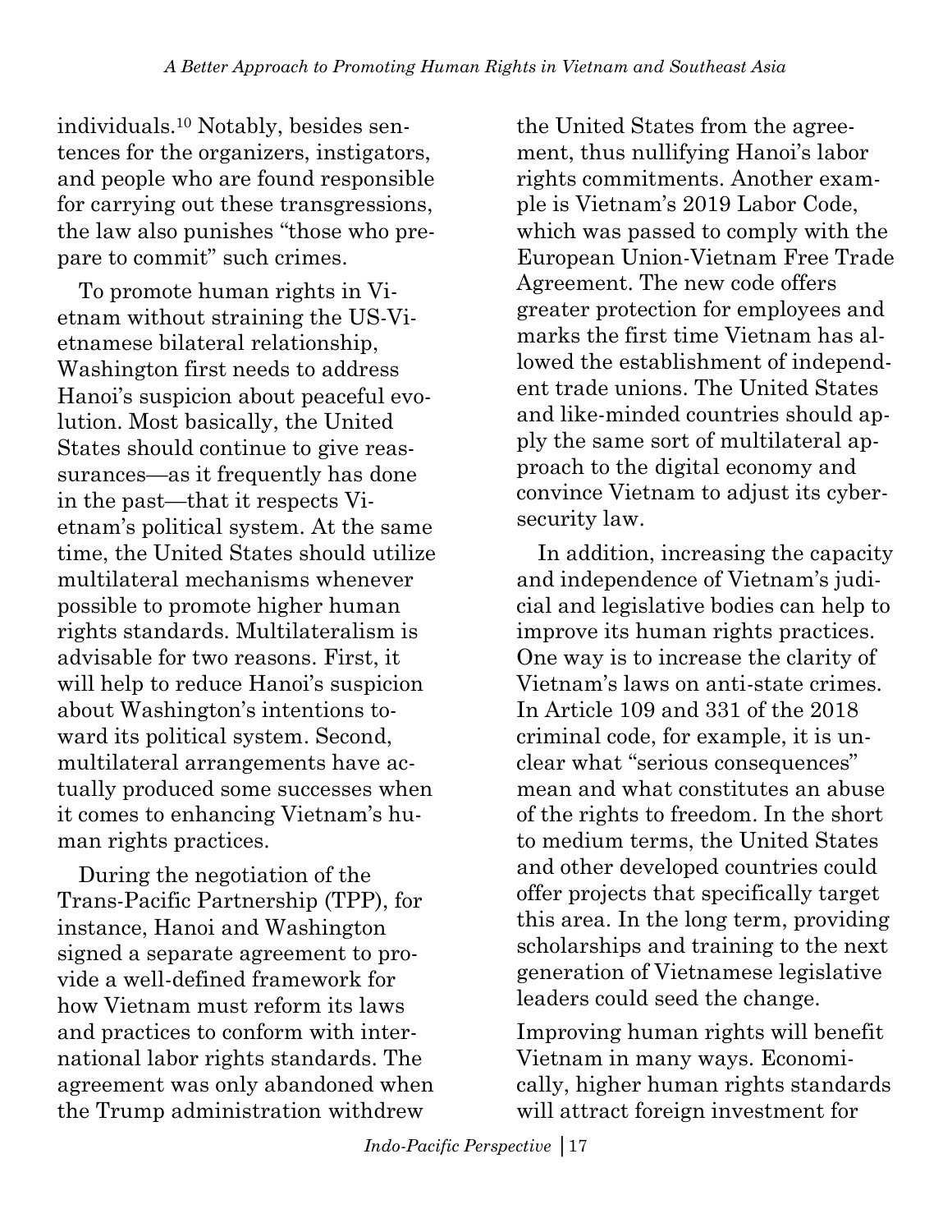individuals.[10] Notably, besides sentences for the organizers, instigators, and people who are found responsible for carrying out these transgressions, the law also punishes "those who prepare to commit" such crimes.

To promote human rights in Vietnam without straining the US-Vietnamese bilateral relationship, Washington first needs to address Hanoi's suspicion about peaceful evolution. Most basically, the United States should continue to give reassurances—as it frequently has done in the past—that it respects Vietnam's political system. At the same time, the United States should utilize multilateral mechanisms whenever possible to promote higher human rights standards. Multilateralism is advisable for two reasons. First, it will help to reduce Hanoi's suspicion about Washington's intentions toward its political system. Second, multilateral arrangements have actually produced some successes when it comes to enhancing Vietnam's human rights practices.

During the negotiation of the Trans-Pacific Partnership (TPP), for instance, Hanoi and Washington signed a separate agreement to provide a well-defined framework for how Vietnam must reform its laws and practices to conform with international labor rights standards. The agreement was only abandoned when the Trump administration withdrew the United States from the agreement, thus nullifying Hanoi's labor rights commitments. Another example is Vietnam's 2019 Labor Code, which was passed to comply with the European Union-Vietnam Free Trade Agreement. The new code offers greater protection for employees and marks the first time Vietnam has allowed the establishment of independent trade unions. The United States and like-minded countries should apply the same sort of multilateral approach to the digital economy and convince Vietnam to adjust its cybersecurity law.

In addition, increasing the capacity and independence of Vietnam's judicial and legislative bodies can help to improve its human rights practices. One way is to increase the clarity of Vietnam's laws on anti-state crimes. In Article 109 and 331 of the 2018 criminal code, for example, it is unclear what "serious consequences" mean and what constitutes an abuse of the rights to freedom. In the short to medium terms, the United States and other developed countries could offer projects that specifically target this area. In the long term, providing scholarships and training to the next generation of Vietnamese legislative leaders could seed the change.

Improving human rights will benefit Vietnam in many ways. Economically, higher human rights standards will attract foreign investment for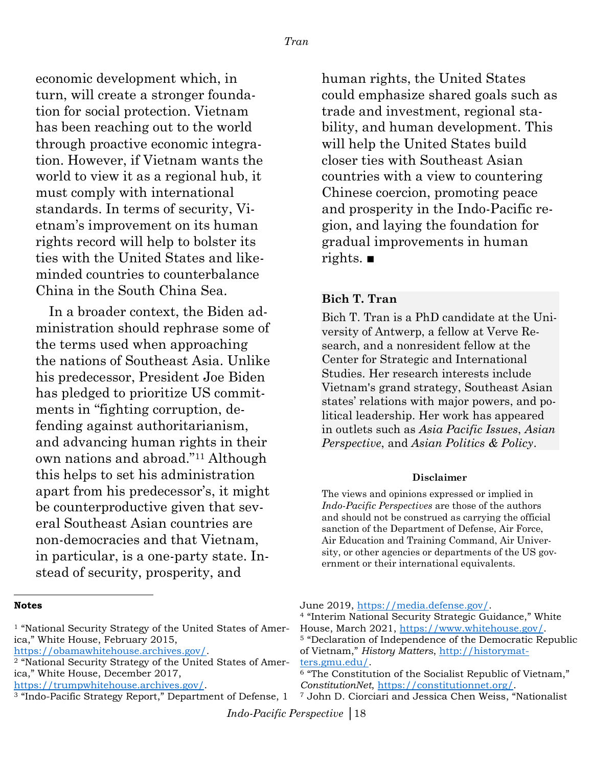economic development which, in turn, will create a stronger foundation for social protection. Vietnam has been reaching out to the world through proactive economic integration. However, if Vietnam wants the world to view it as a regional hub, it must comply with international standards. In terms of security, Vietnam's improvement on its human rights record will help to bolster its ties with the United States and like-minded countries to counterbalance China in the South China Sea.

In a broader context, the Biden administration should rephrase some of the terms used when approaching the nations of Southeast Asia. Unlike his predecessor, President Joe Biden has pledged to prioritize US commitments in "fighting corruption, defending against authoritarianism, and advancing human rights in their own nations and abroad."[11] Although this helps to set his administration apart from his predecessor's, it might be counterproductive given that several Southeast Asian countries are non-democracies and that Vietnam, in particular, is a one-party state. Instead of security, prosperity, and human rights, the United States could emphasize shared goals such as trade and investment, regional stability, and human development. This will help the United States build closer ties with Southeast Asian countries with a view to countering Chinese coercion, promoting peace and prosperity in the Indo-Pacific region, and laying the foundation for gradual improvements in human rights. ■

**Bich T. Tran**

Bich T. Tran is a PhD candidate at the University of Antwerp, a fellow at Verve Research, and a nonresident fellow at the Center for Strategic and International Studies. Her research interests include Vietnam's grand strategy, Southeast Asian states' relations with major powers, and political leadership. Her work has appeared in outlets such as *Asia Pacific Issues*, *Asian Perspective*, and *Asian Politics & Policy*.

**Disclaimer**

The views and opinions expressed or implied in *Indo-Pacific Perspectives* are those of the authors and should not be construed as carrying the official sanction of the Department of Defense, Air Force, Air Education and Training Command, Air University, or other agencies or departments of the US government or their international equivalents.

**Notes**

1 "National Security Strategy of the United States of America," White House, February 2015, https://obamawhitehouse.archives.gov/.

2 "National Security Strategy of the United States of America," White House, December 2017, https://trumpwhitehouse.archives.gov/.

3 "Indo-Pacific Strategy Report," Department of Defense, 1 June 2019, https://media.defense.gov/.

4 "Interim National Security Strategic Guidance," White House, March 2021, https://www.whitehouse.gov/.

5 "Declaration of Independence of the Democratic Republic of Vietnam," *History Matters*, http://historymatters.gmu.edu/.

6 "The Constitution of the Socialist Republic of Vietnam," *ConstitutionNet*, https://constitutionnet.org/.

7 John D. Ciorciari and Jessica Chen Weiss, "Nationalist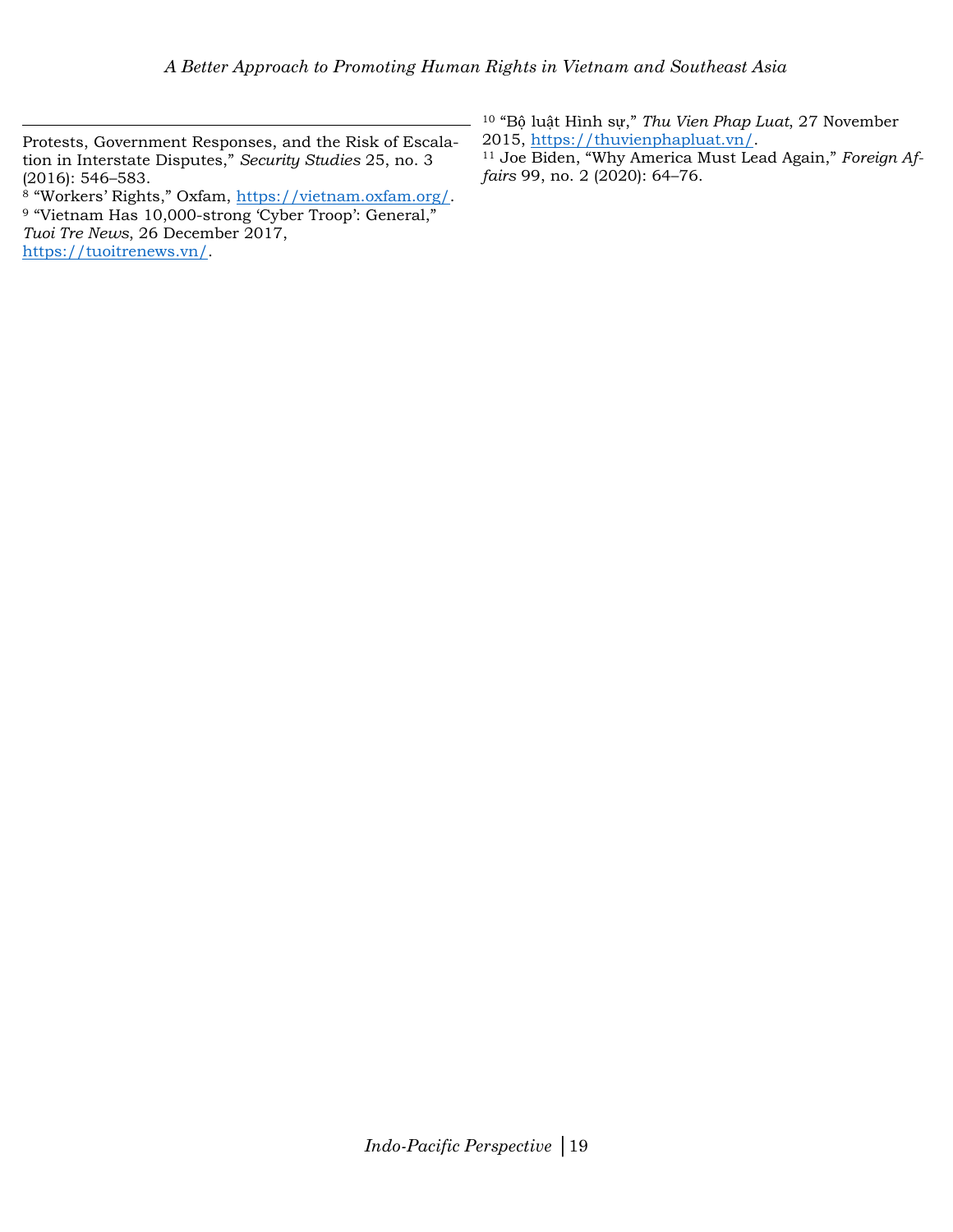Protests, Government Responses, and the Risk of Escalation in Interstate Disputes," *Security Studies* 25, no. 3 (2016): 546–583.

[8] "Workers' Rights," Oxfam, https://vietnam.oxfam.org/.

[9] "Vietnam Has 10,000-strong 'Cyber Troop': General," *Tuoi Tre News*, 26 December 2017, https://tuoitrenews.vn/.

[10] "Bộ luật Hình sự," *Thu Vien Phap Luat*, 27 November 2015, https://thuvienphapluat.vn/.

[11] Joe Biden, "Why America Must Lead Again," *Foreign Affairs* 99, no. 2 (2020): 64–76.